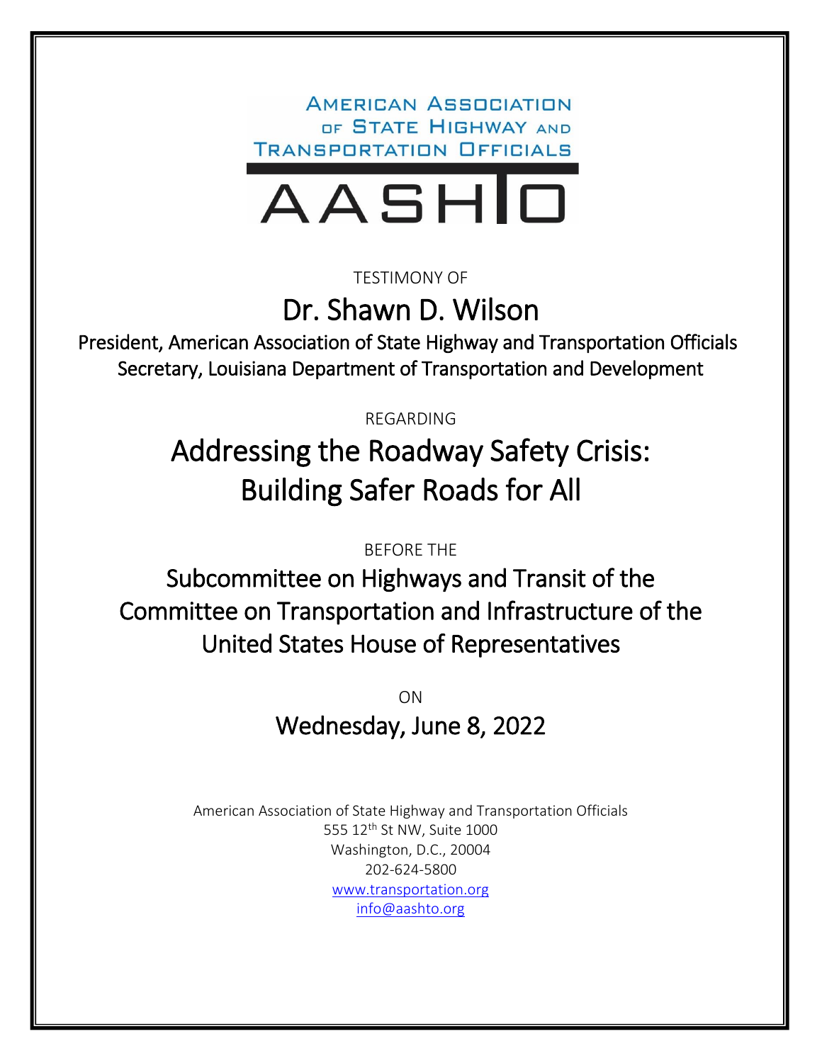AMERICAN ASSOCIATION OF STATE HIGHWAY AND TRANSPORTATION OFFICIALS

AASHTO

TESTIMONY OF

# Dr. Shawn D. Wilson

President, American Association of State Highway and Transportation Officials
Secretary, Louisiana Department of Transportation and Development

REGARDING

# Addressing the Roadway Safety Crisis: Building Safer Roads for All

BEFORE THE

## Subcommittee on Highways and Transit of the Committee on Transportation and Infrastructure of the United States House of Representatives

ON

## Wednesday, June 8, 2022

American Association of State Highway and Transportation Officials
555 12th St NW, Suite 1000
Washington, D.C., 20004
202-624-5800
www.transportation.org
info@aashto.org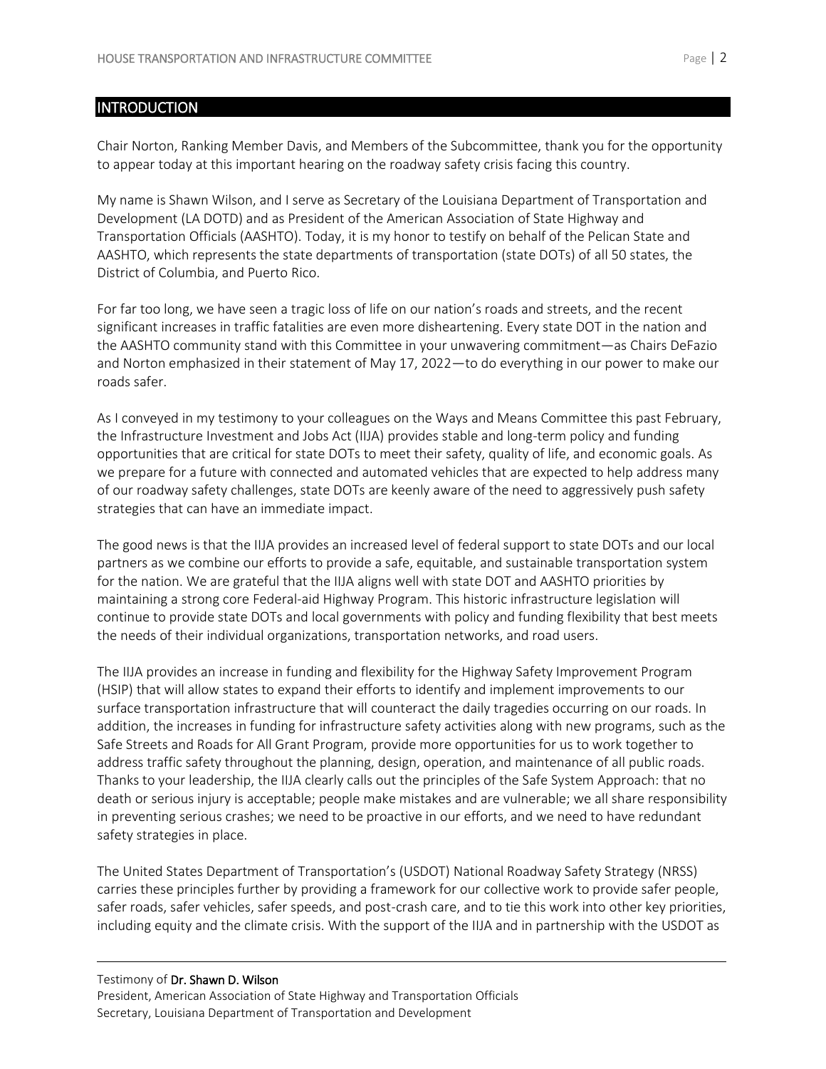## INTRODUCTION

Chair Norton, Ranking Member Davis, and Members of the Subcommittee, thank you for the opportunity to appear today at this important hearing on the roadway safety crisis facing this country.

My name is Shawn Wilson, and I serve as Secretary of the Louisiana Department of Transportation and Development (LA DOTD) and as President of the American Association of State Highway and Transportation Officials (AASHTO). Today, it is my honor to testify on behalf of the Pelican State and AASHTO, which represents the state departments of transportation (state DOTs) of all 50 states, the District of Columbia, and Puerto Rico.

For far too long, we have seen a tragic loss of life on our nation's roads and streets, and the recent significant increases in traffic fatalities are even more disheartening. Every state DOT in the nation and the AASHTO community stand with this Committee in your unwavering commitment—as Chairs DeFazio and Norton emphasized in their statement of May 17, 2022—to do everything in our power to make our roads safer.

As I conveyed in my testimony to your colleagues on the Ways and Means Committee this past February, the Infrastructure Investment and Jobs Act (IIJA) provides stable and long-term policy and funding opportunities that are critical for state DOTs to meet their safety, quality of life, and economic goals. As we prepare for a future with connected and automated vehicles that are expected to help address many of our roadway safety challenges, state DOTs are keenly aware of the need to aggressively push safety strategies that can have an immediate impact.

The good news is that the IIJA provides an increased level of federal support to state DOTs and our local partners as we combine our efforts to provide a safe, equitable, and sustainable transportation system for the nation. We are grateful that the IIJA aligns well with state DOT and AASHTO priorities by maintaining a strong core Federal-aid Highway Program. This historic infrastructure legislation will continue to provide state DOTs and local governments with policy and funding flexibility that best meets the needs of their individual organizations, transportation networks, and road users.

The IIJA provides an increase in funding and flexibility for the Highway Safety Improvement Program (HSIP) that will allow states to expand their efforts to identify and implement improvements to our surface transportation infrastructure that will counteract the daily tragedies occurring on our roads. In addition, the increases in funding for infrastructure safety activities along with new programs, such as the Safe Streets and Roads for All Grant Program, provide more opportunities for us to work together to address traffic safety throughout the planning, design, operation, and maintenance of all public roads. Thanks to your leadership, the IIJA clearly calls out the principles of the Safe System Approach: that no death or serious injury is acceptable; people make mistakes and are vulnerable; we all share responsibility in preventing serious crashes; we need to be proactive in our efforts, and we need to have redundant safety strategies in place.

The United States Department of Transportation's (USDOT) National Roadway Safety Strategy (NRSS) carries these principles further by providing a framework for our collective work to provide safer people, safer roads, safer vehicles, safer speeds, and post-crash care, and to tie this work into other key priorities, including equity and the climate crisis. With the support of the IIJA and in partnership with the USDOT as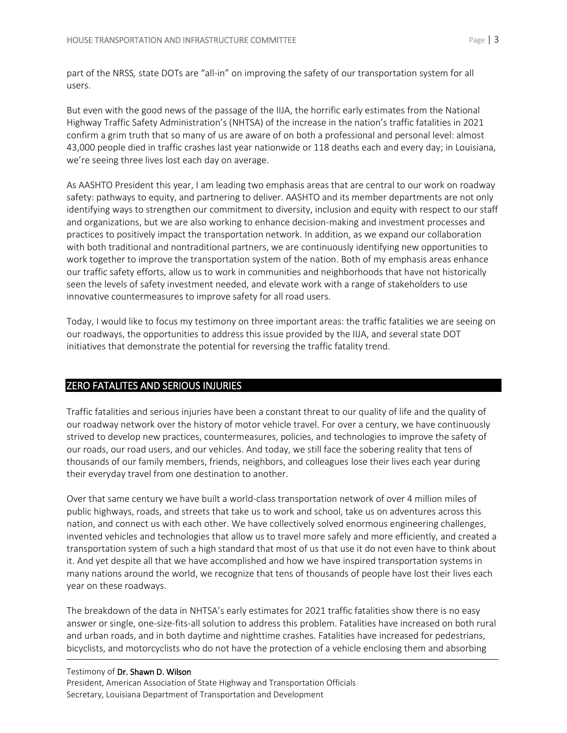part of the NRSS, state DOTs are "all-in" on improving the safety of our transportation system for all users.

But even with the good news of the passage of the IIJA, the horrific early estimates from the National Highway Traffic Safety Administration's (NHTSA) of the increase in the nation's traffic fatalities in 2021 confirm a grim truth that so many of us are aware of on both a professional and personal level: almost 43,000 people died in traffic crashes last year nationwide or 118 deaths each and every day; in Louisiana, we're seeing three lives lost each day on average.

As AASHTO President this year, I am leading two emphasis areas that are central to our work on roadway safety: pathways to equity, and partnering to deliver. AASHTO and its member departments are not only identifying ways to strengthen our commitment to diversity, inclusion and equity with respect to our staff and organizations, but we are also working to enhance decision-making and investment processes and practices to positively impact the transportation network. In addition, as we expand our collaboration with both traditional and nontraditional partners, we are continuously identifying new opportunities to work together to improve the transportation system of the nation. Both of my emphasis areas enhance our traffic safety efforts, allow us to work in communities and neighborhoods that have not historically seen the levels of safety investment needed, and elevate work with a range of stakeholders to use innovative countermeasures to improve safety for all road users.

Today, I would like to focus my testimony on three important areas: the traffic fatalities we are seeing on our roadways, the opportunities to address this issue provided by the IIJA, and several state DOT initiatives that demonstrate the potential for reversing the traffic fatality trend.

## ZERO FATALITES AND SERIOUS INJURIES

Traffic fatalities and serious injuries have been a constant threat to our quality of life and the quality of our roadway network over the history of motor vehicle travel. For over a century, we have continuously strived to develop new practices, countermeasures, policies, and technologies to improve the safety of our roads, our road users, and our vehicles. And today, we still face the sobering reality that tens of thousands of our family members, friends, neighbors, and colleagues lose their lives each year during their everyday travel from one destination to another.

Over that same century we have built a world-class transportation network of over 4 million miles of public highways, roads, and streets that take us to work and school, take us on adventures across this nation, and connect us with each other. We have collectively solved enormous engineering challenges, invented vehicles and technologies that allow us to travel more safely and more efficiently, and created a transportation system of such a high standard that most of us that use it do not even have to think about it. And yet despite all that we have accomplished and how we have inspired transportation systems in many nations around the world, we recognize that tens of thousands of people have lost their lives each year on these roadways.

The breakdown of the data in NHTSA's early estimates for 2021 traffic fatalities show there is no easy answer or single, one-size-fits-all solution to address this problem. Fatalities have increased on both rural and urban roads, and in both daytime and nighttime crashes. Fatalities have increased for pedestrians, bicyclists, and motorcyclists who do not have the protection of a vehicle enclosing them and absorbing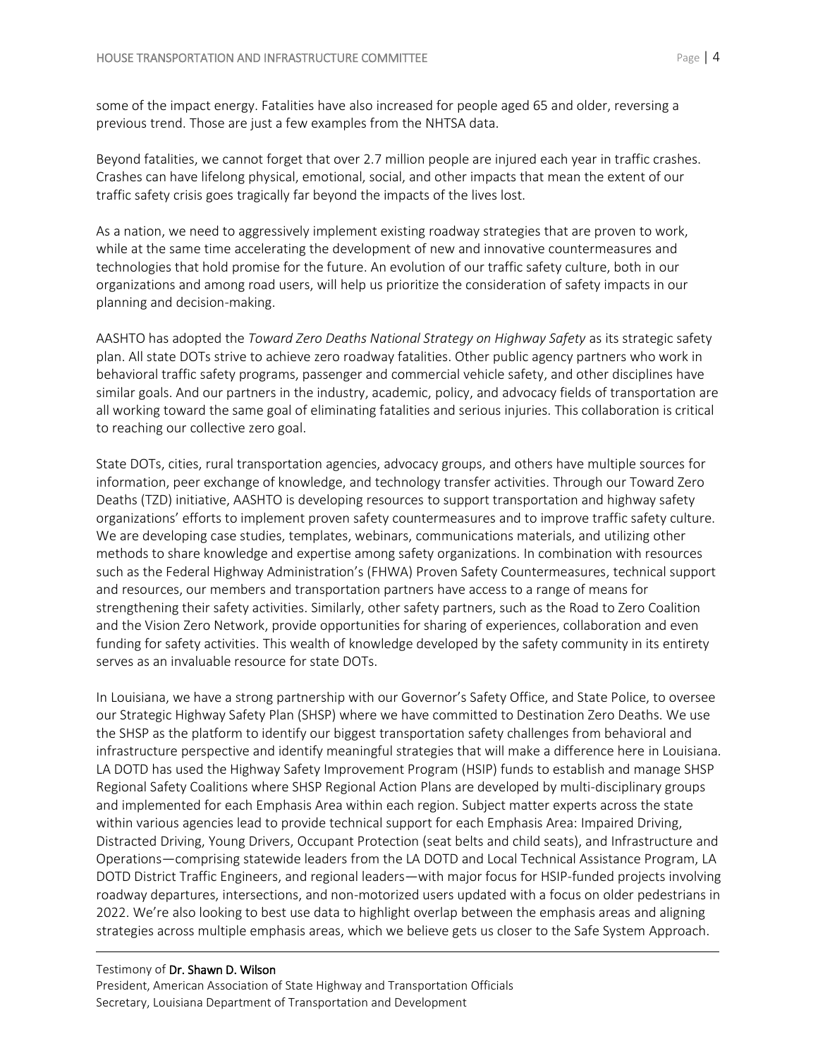some of the impact energy. Fatalities have also increased for people aged 65 and older, reversing a previous trend. Those are just a few examples from the NHTSA data.

Beyond fatalities, we cannot forget that over 2.7 million people are injured each year in traffic crashes. Crashes can have lifelong physical, emotional, social, and other impacts that mean the extent of our traffic safety crisis goes tragically far beyond the impacts of the lives lost.

As a nation, we need to aggressively implement existing roadway strategies that are proven to work, while at the same time accelerating the development of new and innovative countermeasures and technologies that hold promise for the future. An evolution of our traffic safety culture, both in our organizations and among road users, will help us prioritize the consideration of safety impacts in our planning and decision-making.

AASHTO has adopted the *Toward Zero Deaths National Strategy on Highway Safety* as its strategic safety plan. All state DOTs strive to achieve zero roadway fatalities. Other public agency partners who work in behavioral traffic safety programs, passenger and commercial vehicle safety, and other disciplines have similar goals. And our partners in the industry, academic, policy, and advocacy fields of transportation are all working toward the same goal of eliminating fatalities and serious injuries. This collaboration is critical to reaching our collective zero goal.

State DOTs, cities, rural transportation agencies, advocacy groups, and others have multiple sources for information, peer exchange of knowledge, and technology transfer activities. Through our Toward Zero Deaths (TZD) initiative, AASHTO is developing resources to support transportation and highway safety organizations' efforts to implement proven safety countermeasures and to improve traffic safety culture. We are developing case studies, templates, webinars, communications materials, and utilizing other methods to share knowledge and expertise among safety organizations. In combination with resources such as the Federal Highway Administration's (FHWA) Proven Safety Countermeasures, technical support and resources, our members and transportation partners have access to a range of means for strengthening their safety activities. Similarly, other safety partners, such as the Road to Zero Coalition and the Vision Zero Network, provide opportunities for sharing of experiences, collaboration and even funding for safety activities. This wealth of knowledge developed by the safety community in its entirety serves as an invaluable resource for state DOTs.

In Louisiana, we have a strong partnership with our Governor's Safety Office, and State Police, to oversee our Strategic Highway Safety Plan (SHSP) where we have committed to Destination Zero Deaths. We use the SHSP as the platform to identify our biggest transportation safety challenges from behavioral and infrastructure perspective and identify meaningful strategies that will make a difference here in Louisiana. LA DOTD has used the Highway Safety Improvement Program (HSIP) funds to establish and manage SHSP Regional Safety Coalitions where SHSP Regional Action Plans are developed by multi-disciplinary groups and implemented for each Emphasis Area within each region. Subject matter experts across the state within various agencies lead to provide technical support for each Emphasis Area: Impaired Driving, Distracted Driving, Young Drivers, Occupant Protection (seat belts and child seats), and Infrastructure and Operations—comprising statewide leaders from the LA DOTD and Local Technical Assistance Program, LA DOTD District Traffic Engineers, and regional leaders—with major focus for HSIP-funded projects involving roadway departures, intersections, and non-motorized users updated with a focus on older pedestrians in 2022. We're also looking to best use data to highlight overlap between the emphasis areas and aligning strategies across multiple emphasis areas, which we believe gets us closer to the Safe System Approach.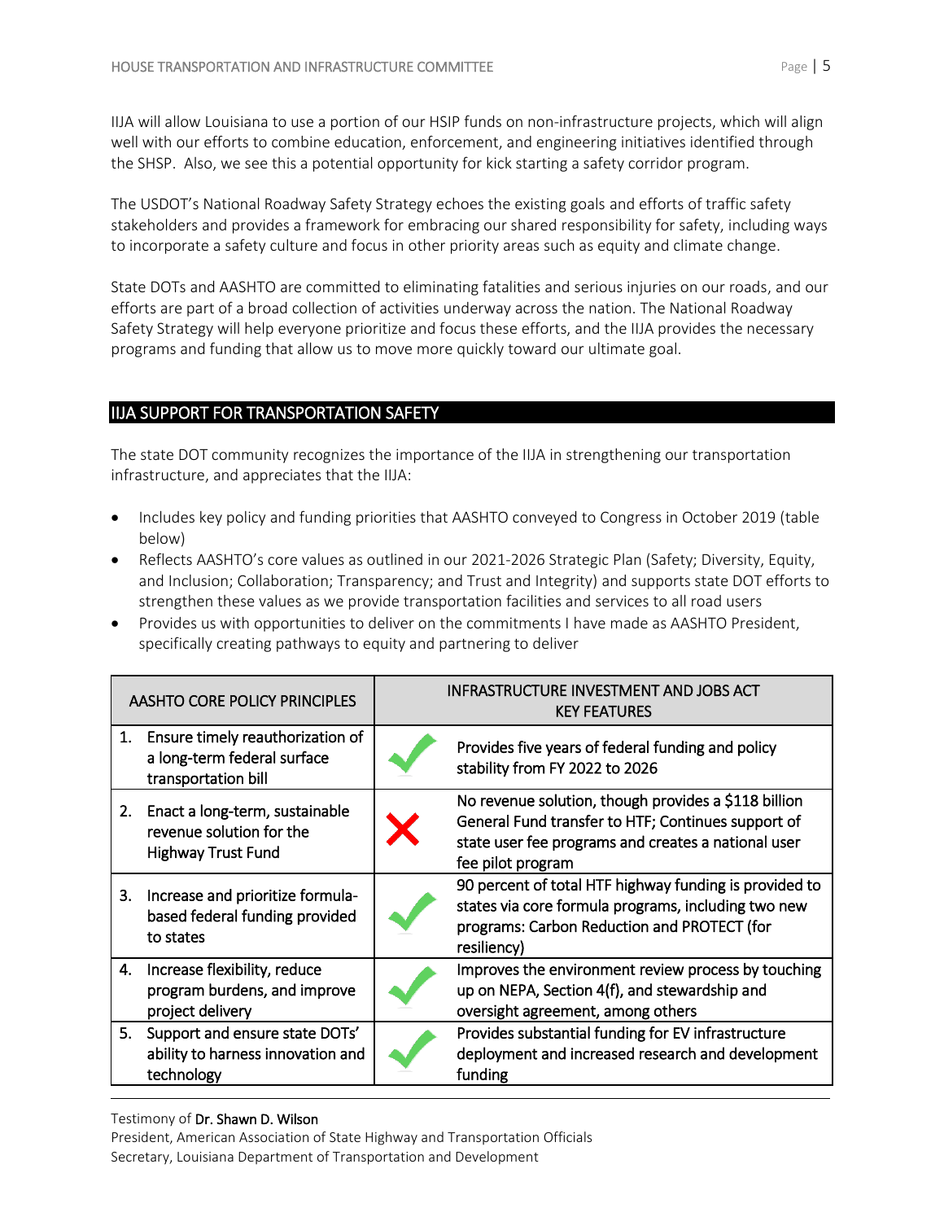IIJA will allow Louisiana to use a portion of our HSIP funds on non-infrastructure projects, which will align well with our efforts to combine education, enforcement, and engineering initiatives identified through the SHSP. Also, we see this a potential opportunity for kick starting a safety corridor program.

The USDOT's National Roadway Safety Strategy echoes the existing goals and efforts of traffic safety stakeholders and provides a framework for embracing our shared responsibility for safety, including ways to incorporate a safety culture and focus in other priority areas such as equity and climate change.

State DOTs and AASHTO are committed to eliminating fatalities and serious injuries on our roads, and our efforts are part of a broad collection of activities underway across the nation. The National Roadway Safety Strategy will help everyone prioritize and focus these efforts, and the IIJA provides the necessary programs and funding that allow us to move more quickly toward our ultimate goal.

## IIJA SUPPORT FOR TRANSPORTATION SAFETY

The state DOT community recognizes the importance of the IIJA in strengthening our transportation infrastructure, and appreciates that the IIJA:

- Includes key policy and funding priorities that AASHTO conveyed to Congress in October 2019 (table below)
- Reflects AASHTO's core values as outlined in our 2021-2026 Strategic Plan (Safety; Diversity, Equity, and Inclusion; Collaboration; Transparency; and Trust and Integrity) and supports state DOT efforts to strengthen these values as we provide transportation facilities and services to all road users
- Provides us with opportunities to deliver on the commitments I have made as AASHTO President, specifically creating pathways to equity and partnering to deliver

| AASHTO CORE POLICY PRINCIPLES | | INFRASTRUCTURE INVESTMENT AND JOBS ACT KEY FEATURES |
|---|---|---|
| 1. Ensure timely reauthorization of a long-term federal surface transportation bill | ✓ | Provides five years of federal funding and policy stability from FY 2022 to 2026 |
| 2. Enact a long-term, sustainable revenue solution for the Highway Trust Fund | ✗ | No revenue solution, though provides a $118 billion General Fund transfer to HTF; Continues support of state user fee programs and creates a national user fee pilot program |
| 3. Increase and prioritize formula-based federal funding provided to states | ✓ | 90 percent of total HTF highway funding is provided to states via core formula programs, including two new programs: Carbon Reduction and PROTECT (for resiliency) |
| 4. Increase flexibility, reduce program burdens, and improve project delivery | ✓ | Improves the environment review process by touching up on NEPA, Section 4(f), and stewardship and oversight agreement, among others |
| 5. Support and ensure state DOTs' ability to harness innovation and technology | ✓ | Provides substantial funding for EV infrastructure deployment and increased research and development funding |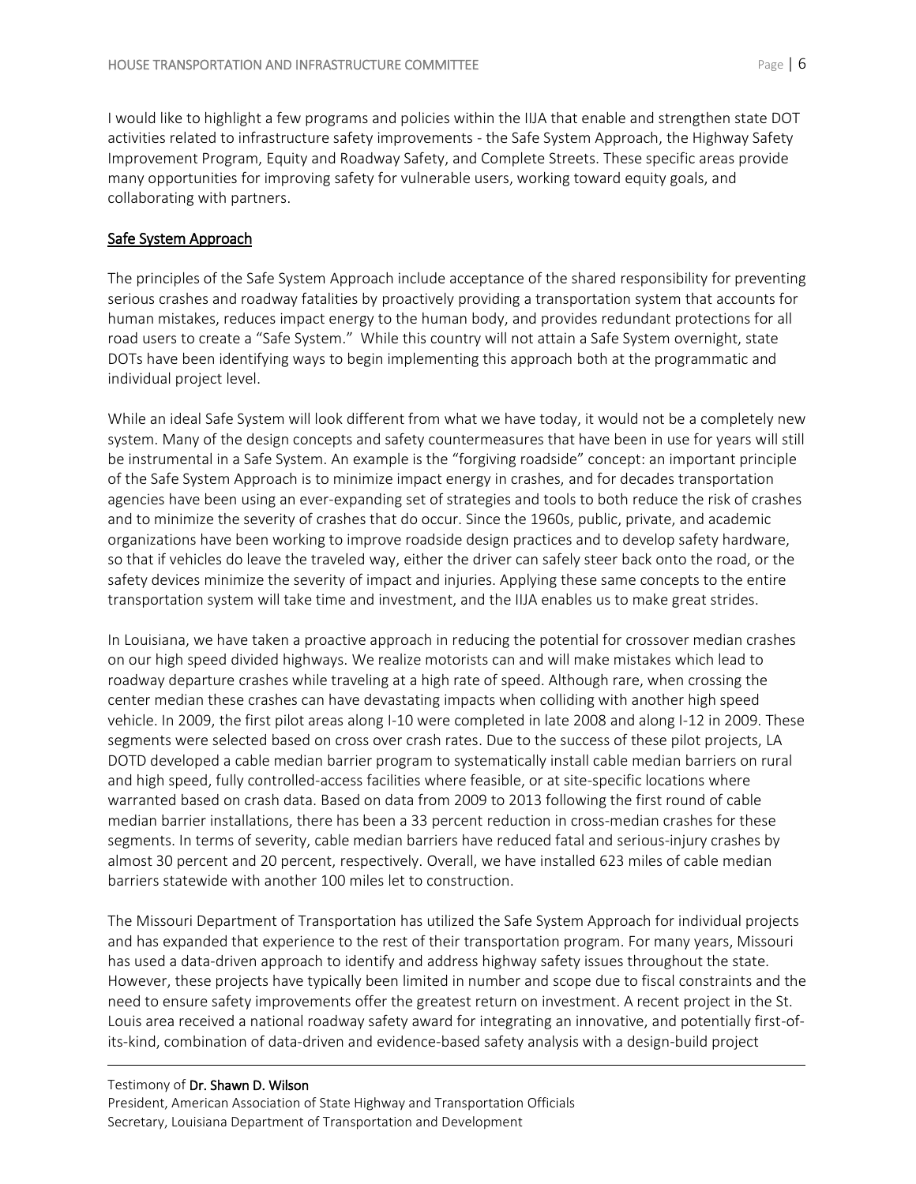I would like to highlight a few programs and policies within the IIJA that enable and strengthen state DOT activities related to infrastructure safety improvements - the Safe System Approach, the Highway Safety Improvement Program, Equity and Roadway Safety, and Complete Streets. These specific areas provide many opportunities for improving safety for vulnerable users, working toward equity goals, and collaborating with partners.

## Safe System Approach

The principles of the Safe System Approach include acceptance of the shared responsibility for preventing serious crashes and roadway fatalities by proactively providing a transportation system that accounts for human mistakes, reduces impact energy to the human body, and provides redundant protections for all road users to create a "Safe System." While this country will not attain a Safe System overnight, state DOTs have been identifying ways to begin implementing this approach both at the programmatic and individual project level.

While an ideal Safe System will look different from what we have today, it would not be a completely new system. Many of the design concepts and safety countermeasures that have been in use for years will still be instrumental in a Safe System. An example is the "forgiving roadside" concept: an important principle of the Safe System Approach is to minimize impact energy in crashes, and for decades transportation agencies have been using an ever-expanding set of strategies and tools to both reduce the risk of crashes and to minimize the severity of crashes that do occur. Since the 1960s, public, private, and academic organizations have been working to improve roadside design practices and to develop safety hardware, so that if vehicles do leave the traveled way, either the driver can safely steer back onto the road, or the safety devices minimize the severity of impact and injuries. Applying these same concepts to the entire transportation system will take time and investment, and the IIJA enables us to make great strides.

In Louisiana, we have taken a proactive approach in reducing the potential for crossover median crashes on our high speed divided highways. We realize motorists can and will make mistakes which lead to roadway departure crashes while traveling at a high rate of speed. Although rare, when crossing the center median these crashes can have devastating impacts when colliding with another high speed vehicle. In 2009, the first pilot areas along I-10 were completed in late 2008 and along I-12 in 2009. These segments were selected based on cross over crash rates. Due to the success of these pilot projects, LA DOTD developed a cable median barrier program to systematically install cable median barriers on rural and high speed, fully controlled-access facilities where feasible, or at site-specific locations where warranted based on crash data. Based on data from 2009 to 2013 following the first round of cable median barrier installations, there has been a 33 percent reduction in cross-median crashes for these segments. In terms of severity, cable median barriers have reduced fatal and serious-injury crashes by almost 30 percent and 20 percent, respectively. Overall, we have installed 623 miles of cable median barriers statewide with another 100 miles let to construction.

The Missouri Department of Transportation has utilized the Safe System Approach for individual projects and has expanded that experience to the rest of their transportation program. For many years, Missouri has used a data-driven approach to identify and address highway safety issues throughout the state. However, these projects have typically been limited in number and scope due to fiscal constraints and the need to ensure safety improvements offer the greatest return on investment. A recent project in the St. Louis area received a national roadway safety award for integrating an innovative, and potentially first-of-its-kind, combination of data-driven and evidence-based safety analysis with a design-build project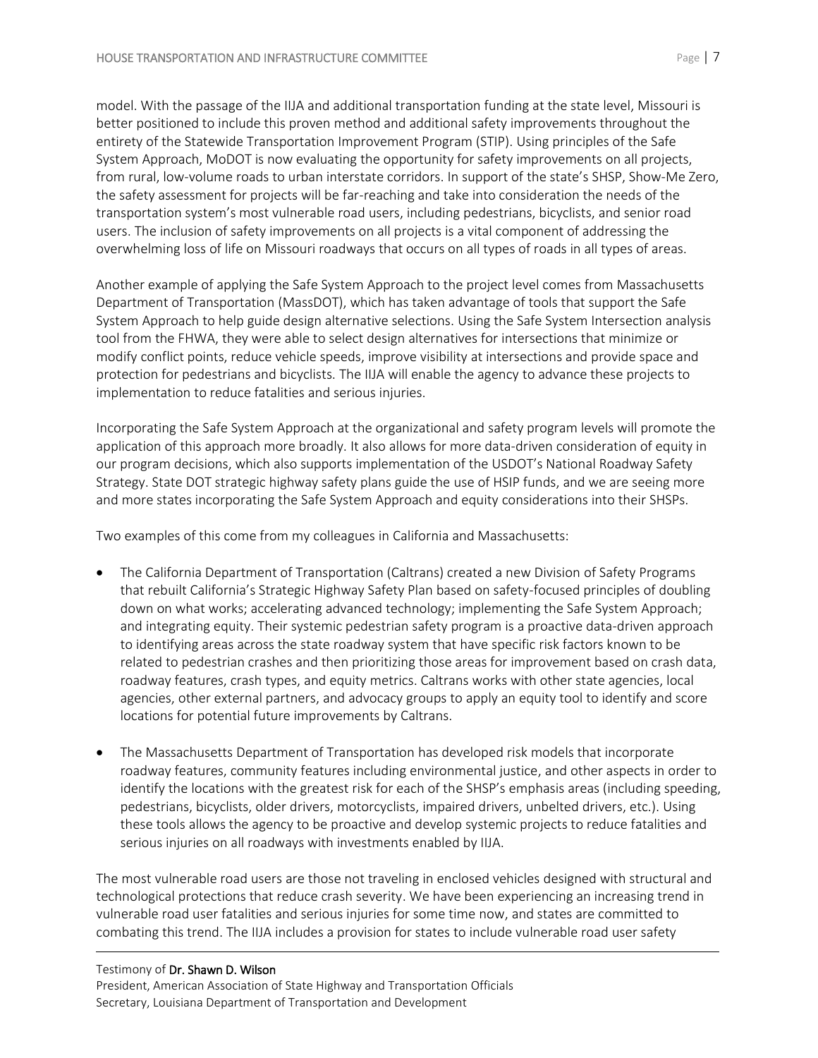model. With the passage of the IIJA and additional transportation funding at the state level, Missouri is better positioned to include this proven method and additional safety improvements throughout the entirety of the Statewide Transportation Improvement Program (STIP). Using principles of the Safe System Approach, MoDOT is now evaluating the opportunity for safety improvements on all projects, from rural, low-volume roads to urban interstate corridors. In support of the state's SHSP, Show-Me Zero, the safety assessment for projects will be far-reaching and take into consideration the needs of the transportation system's most vulnerable road users, including pedestrians, bicyclists, and senior road users. The inclusion of safety improvements on all projects is a vital component of addressing the overwhelming loss of life on Missouri roadways that occurs on all types of roads in all types of areas.

Another example of applying the Safe System Approach to the project level comes from Massachusetts Department of Transportation (MassDOT), which has taken advantage of tools that support the Safe System Approach to help guide design alternative selections. Using the Safe System Intersection analysis tool from the FHWA, they were able to select design alternatives for intersections that minimize or modify conflict points, reduce vehicle speeds, improve visibility at intersections and provide space and protection for pedestrians and bicyclists. The IIJA will enable the agency to advance these projects to implementation to reduce fatalities and serious injuries.

Incorporating the Safe System Approach at the organizational and safety program levels will promote the application of this approach more broadly. It also allows for more data-driven consideration of equity in our program decisions, which also supports implementation of the USDOT's National Roadway Safety Strategy. State DOT strategic highway safety plans guide the use of HSIP funds, and we are seeing more and more states incorporating the Safe System Approach and equity considerations into their SHSPs.

Two examples of this come from my colleagues in California and Massachusetts:

- The California Department of Transportation (Caltrans) created a new Division of Safety Programs that rebuilt California's Strategic Highway Safety Plan based on safety-focused principles of doubling down on what works; accelerating advanced technology; implementing the Safe System Approach; and integrating equity. Their systemic pedestrian safety program is a proactive data-driven approach to identifying areas across the state roadway system that have specific risk factors known to be related to pedestrian crashes and then prioritizing those areas for improvement based on crash data, roadway features, crash types, and equity metrics. Caltrans works with other state agencies, local agencies, other external partners, and advocacy groups to apply an equity tool to identify and score locations for potential future improvements by Caltrans.

- The Massachusetts Department of Transportation has developed risk models that incorporate roadway features, community features including environmental justice, and other aspects in order to identify the locations with the greatest risk for each of the SHSP's emphasis areas (including speeding, pedestrians, bicyclists, older drivers, motorcyclists, impaired drivers, unbelted drivers, etc.). Using these tools allows the agency to be proactive and develop systemic projects to reduce fatalities and serious injuries on all roadways with investments enabled by IIJA.

The most vulnerable road users are those not traveling in enclosed vehicles designed with structural and technological protections that reduce crash severity. We have been experiencing an increasing trend in vulnerable road user fatalities and serious injuries for some time now, and states are committed to combating this trend. The IIJA includes a provision for states to include vulnerable road user safety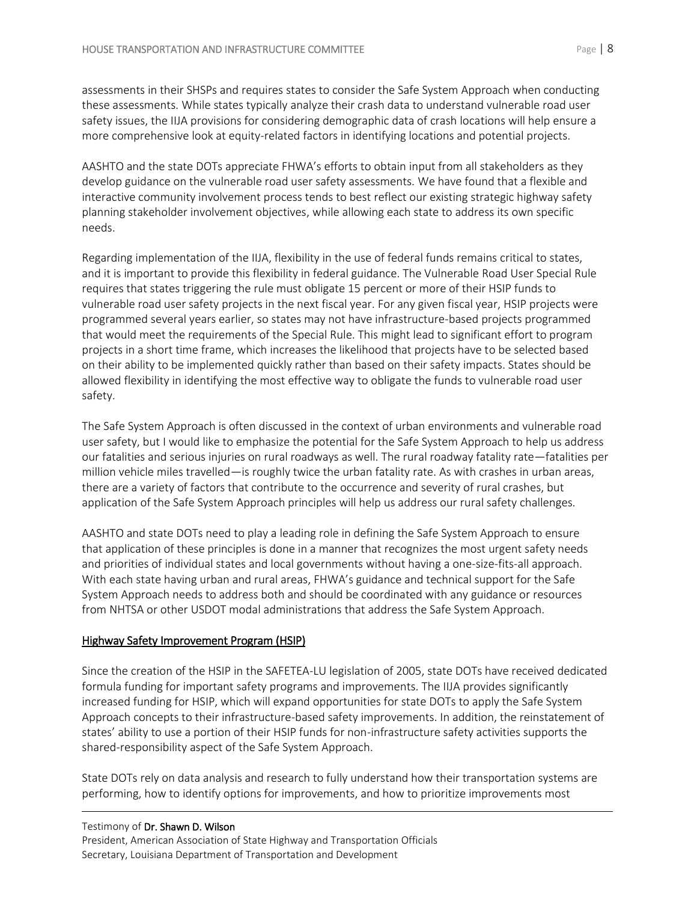assessments in their SHSPs and requires states to consider the Safe System Approach when conducting these assessments. While states typically analyze their crash data to understand vulnerable road user safety issues, the IIJA provisions for considering demographic data of crash locations will help ensure a more comprehensive look at equity-related factors in identifying locations and potential projects.

AASHTO and the state DOTs appreciate FHWA's efforts to obtain input from all stakeholders as they develop guidance on the vulnerable road user safety assessments. We have found that a flexible and interactive community involvement process tends to best reflect our existing strategic highway safety planning stakeholder involvement objectives, while allowing each state to address its own specific needs.

Regarding implementation of the IIJA, flexibility in the use of federal funds remains critical to states, and it is important to provide this flexibility in federal guidance. The Vulnerable Road User Special Rule requires that states triggering the rule must obligate 15 percent or more of their HSIP funds to vulnerable road user safety projects in the next fiscal year. For any given fiscal year, HSIP projects were programmed several years earlier, so states may not have infrastructure-based projects programmed that would meet the requirements of the Special Rule. This might lead to significant effort to program projects in a short time frame, which increases the likelihood that projects have to be selected based on their ability to be implemented quickly rather than based on their safety impacts. States should be allowed flexibility in identifying the most effective way to obligate the funds to vulnerable road user safety.

The Safe System Approach is often discussed in the context of urban environments and vulnerable road user safety, but I would like to emphasize the potential for the Safe System Approach to help us address our fatalities and serious injuries on rural roadways as well. The rural roadway fatality rate—fatalities per million vehicle miles travelled—is roughly twice the urban fatality rate. As with crashes in urban areas, there are a variety of factors that contribute to the occurrence and severity of rural crashes, but application of the Safe System Approach principles will help us address our rural safety challenges.

AASHTO and state DOTs need to play a leading role in defining the Safe System Approach to ensure that application of these principles is done in a manner that recognizes the most urgent safety needs and priorities of individual states and local governments without having a one-size-fits-all approach. With each state having urban and rural areas, FHWA's guidance and technical support for the Safe System Approach needs to address both and should be coordinated with any guidance or resources from NHTSA or other USDOT modal administrations that address the Safe System Approach.

## Highway Safety Improvement Program (HSIP)

Since the creation of the HSIP in the SAFETEA-LU legislation of 2005, state DOTs have received dedicated formula funding for important safety programs and improvements. The IIJA provides significantly increased funding for HSIP, which will expand opportunities for state DOTs to apply the Safe System Approach concepts to their infrastructure-based safety improvements. In addition, the reinstatement of states' ability to use a portion of their HSIP funds for non-infrastructure safety activities supports the shared-responsibility aspect of the Safe System Approach.

State DOTs rely on data analysis and research to fully understand how their transportation systems are performing, how to identify options for improvements, and how to prioritize improvements most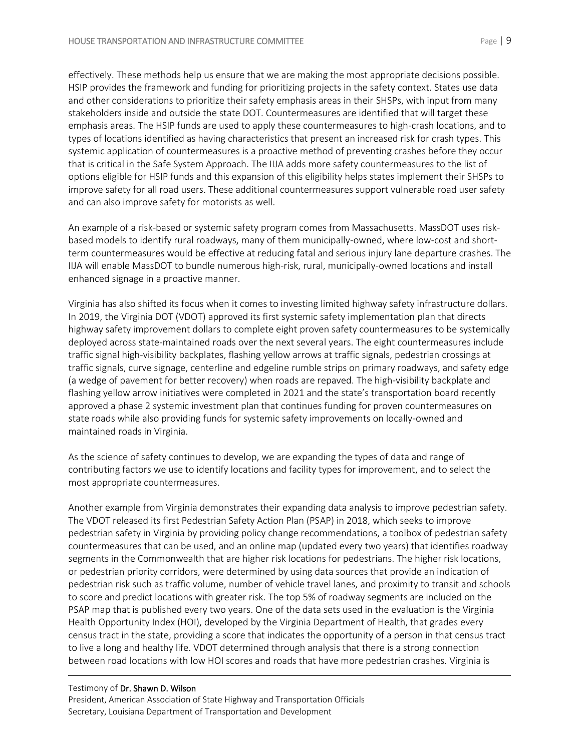effectively. These methods help us ensure that we are making the most appropriate decisions possible. HSIP provides the framework and funding for prioritizing projects in the safety context. States use data and other considerations to prioritize their safety emphasis areas in their SHSPs, with input from many stakeholders inside and outside the state DOT. Countermeasures are identified that will target these emphasis areas. The HSIP funds are used to apply these countermeasures to high-crash locations, and to types of locations identified as having characteristics that present an increased risk for crash types. This systemic application of countermeasures is a proactive method of preventing crashes before they occur that is critical in the Safe System Approach. The IIJA adds more safety countermeasures to the list of options eligible for HSIP funds and this expansion of this eligibility helps states implement their SHSPs to improve safety for all road users. These additional countermeasures support vulnerable road user safety and can also improve safety for motorists as well.

An example of a risk-based or systemic safety program comes from Massachusetts. MassDOT uses risk-based models to identify rural roadways, many of them municipally-owned, where low-cost and short-term countermeasures would be effective at reducing fatal and serious injury lane departure crashes. The IIJA will enable MassDOT to bundle numerous high-risk, rural, municipally-owned locations and install enhanced signage in a proactive manner.

Virginia has also shifted its focus when it comes to investing limited highway safety infrastructure dollars. In 2019, the Virginia DOT (VDOT) approved its first systemic safety implementation plan that directs highway safety improvement dollars to complete eight proven safety countermeasures to be systemically deployed across state-maintained roads over the next several years. The eight countermeasures include traffic signal high-visibility backplates, flashing yellow arrows at traffic signals, pedestrian crossings at traffic signals, curve signage, centerline and edgeline rumble strips on primary roadways, and safety edge (a wedge of pavement for better recovery) when roads are repaved. The high-visibility backplate and flashing yellow arrow initiatives were completed in 2021 and the state's transportation board recently approved a phase 2 systemic investment plan that continues funding for proven countermeasures on state roads while also providing funds for systemic safety improvements on locally-owned and maintained roads in Virginia.

As the science of safety continues to develop, we are expanding the types of data and range of contributing factors we use to identify locations and facility types for improvement, and to select the most appropriate countermeasures.

Another example from Virginia demonstrates their expanding data analysis to improve pedestrian safety. The VDOT released its first Pedestrian Safety Action Plan (PSAP) in 2018, which seeks to improve pedestrian safety in Virginia by providing policy change recommendations, a toolbox of pedestrian safety countermeasures that can be used, and an online map (updated every two years) that identifies roadway segments in the Commonwealth that are higher risk locations for pedestrians. The higher risk locations, or pedestrian priority corridors, were determined by using data sources that provide an indication of pedestrian risk such as traffic volume, number of vehicle travel lanes, and proximity to transit and schools to score and predict locations with greater risk. The top 5% of roadway segments are included on the PSAP map that is published every two years. One of the data sets used in the evaluation is the Virginia Health Opportunity Index (HOI), developed by the Virginia Department of Health, that grades every census tract in the state, providing a score that indicates the opportunity of a person in that census tract to live a long and healthy life. VDOT determined through analysis that there is a strong connection between road locations with low HOI scores and roads that have more pedestrian crashes. Virginia is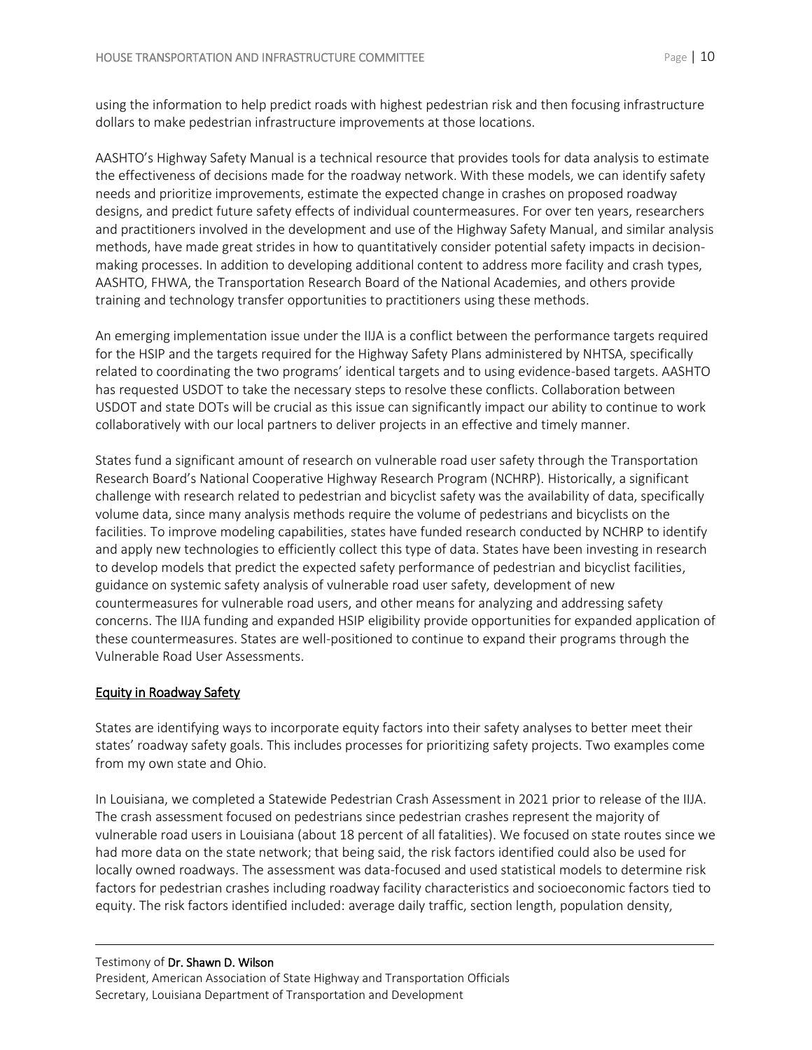using the information to help predict roads with highest pedestrian risk and then focusing infrastructure dollars to make pedestrian infrastructure improvements at those locations.

AASHTO's Highway Safety Manual is a technical resource that provides tools for data analysis to estimate the effectiveness of decisions made for the roadway network. With these models, we can identify safety needs and prioritize improvements, estimate the expected change in crashes on proposed roadway designs, and predict future safety effects of individual countermeasures. For over ten years, researchers and practitioners involved in the development and use of the Highway Safety Manual, and similar analysis methods, have made great strides in how to quantitatively consider potential safety impacts in decision-making processes. In addition to developing additional content to address more facility and crash types, AASHTO, FHWA, the Transportation Research Board of the National Academies, and others provide training and technology transfer opportunities to practitioners using these methods.

An emerging implementation issue under the IIJA is a conflict between the performance targets required for the HSIP and the targets required for the Highway Safety Plans administered by NHTSA, specifically related to coordinating the two programs' identical targets and to using evidence-based targets. AASHTO has requested USDOT to take the necessary steps to resolve these conflicts. Collaboration between USDOT and state DOTs will be crucial as this issue can significantly impact our ability to continue to work collaboratively with our local partners to deliver projects in an effective and timely manner.

States fund a significant amount of research on vulnerable road user safety through the Transportation Research Board's National Cooperative Highway Research Program (NCHRP). Historically, a significant challenge with research related to pedestrian and bicyclist safety was the availability of data, specifically volume data, since many analysis methods require the volume of pedestrians and bicyclists on the facilities. To improve modeling capabilities, states have funded research conducted by NCHRP to identify and apply new technologies to efficiently collect this type of data. States have been investing in research to develop models that predict the expected safety performance of pedestrian and bicyclist facilities, guidance on systemic safety analysis of vulnerable road user safety, development of new countermeasures for vulnerable road users, and other means for analyzing and addressing safety concerns. The IIJA funding and expanded HSIP eligibility provide opportunities for expanded application of these countermeasures. States are well-positioned to continue to expand their programs through the Vulnerable Road User Assessments.

## Equity in Roadway Safety

States are identifying ways to incorporate equity factors into their safety analyses to better meet their states' roadway safety goals. This includes processes for prioritizing safety projects. Two examples come from my own state and Ohio.

In Louisiana, we completed a Statewide Pedestrian Crash Assessment in 2021 prior to release of the IIJA. The crash assessment focused on pedestrians since pedestrian crashes represent the majority of vulnerable road users in Louisiana (about 18 percent of all fatalities). We focused on state routes since we had more data on the state network; that being said, the risk factors identified could also be used for locally owned roadways. The assessment was data-focused and used statistical models to determine risk factors for pedestrian crashes including roadway facility characteristics and socioeconomic factors tied to equity. The risk factors identified included: average daily traffic, section length, population density,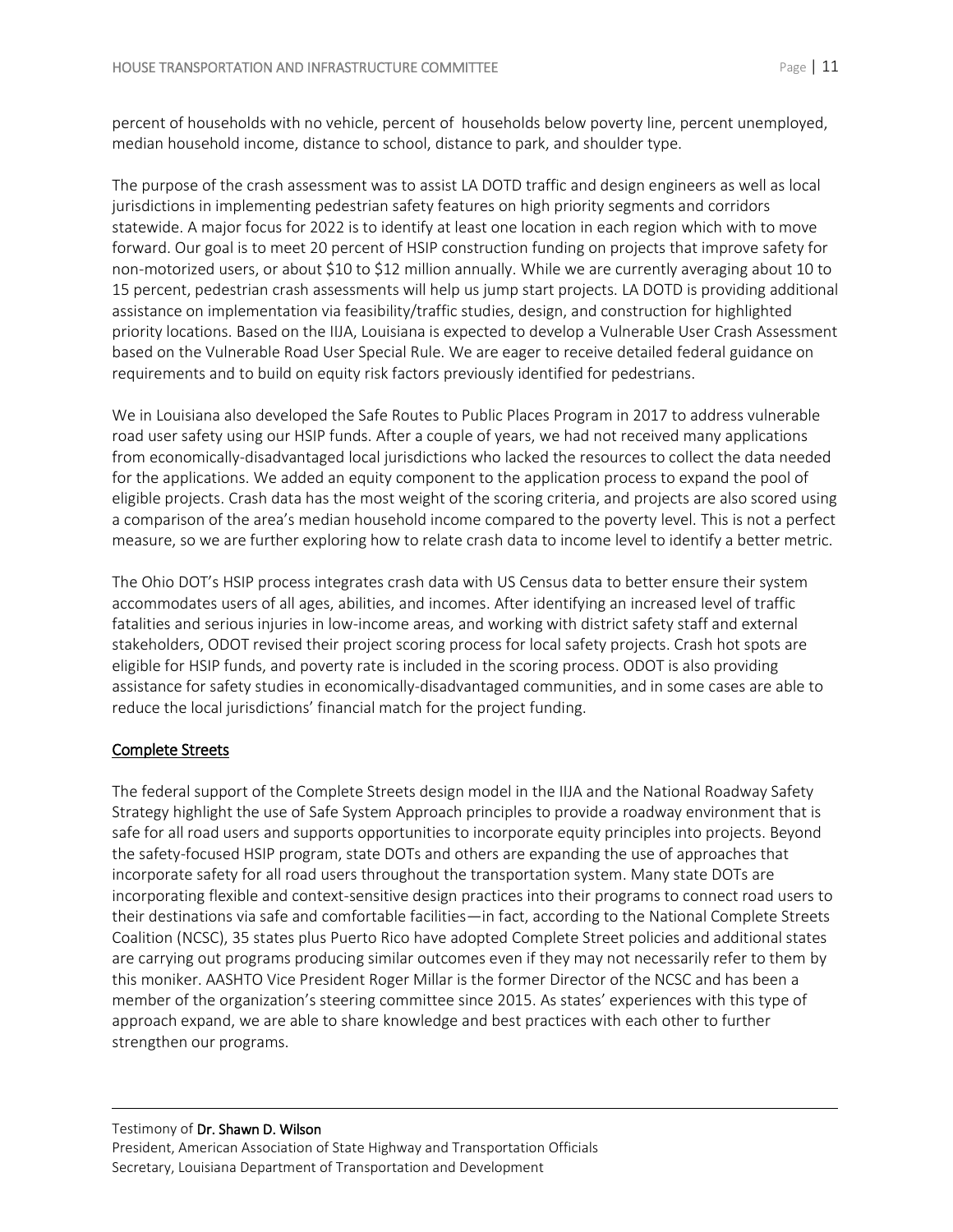percent of households with no vehicle, percent of households below poverty line, percent unemployed, median household income, distance to school, distance to park, and shoulder type.

The purpose of the crash assessment was to assist LA DOTD traffic and design engineers as well as local jurisdictions in implementing pedestrian safety features on high priority segments and corridors statewide. A major focus for 2022 is to identify at least one location in each region which with to move forward. Our goal is to meet 20 percent of HSIP construction funding on projects that improve safety for non-motorized users, or about $10 to $12 million annually. While we are currently averaging about 10 to 15 percent, pedestrian crash assessments will help us jump start projects. LA DOTD is providing additional assistance on implementation via feasibility/traffic studies, design, and construction for highlighted priority locations. Based on the IIJA, Louisiana is expected to develop a Vulnerable User Crash Assessment based on the Vulnerable Road User Special Rule. We are eager to receive detailed federal guidance on requirements and to build on equity risk factors previously identified for pedestrians.

We in Louisiana also developed the Safe Routes to Public Places Program in 2017 to address vulnerable road user safety using our HSIP funds. After a couple of years, we had not received many applications from economically-disadvantaged local jurisdictions who lacked the resources to collect the data needed for the applications. We added an equity component to the application process to expand the pool of eligible projects. Crash data has the most weight of the scoring criteria, and projects are also scored using a comparison of the area's median household income compared to the poverty level. This is not a perfect measure, so we are further exploring how to relate crash data to income level to identify a better metric.

The Ohio DOT's HSIP process integrates crash data with US Census data to better ensure their system accommodates users of all ages, abilities, and incomes. After identifying an increased level of traffic fatalities and serious injuries in low-income areas, and working with district safety staff and external stakeholders, ODOT revised their project scoring process for local safety projects. Crash hot spots are eligible for HSIP funds, and poverty rate is included in the scoring process. ODOT is also providing assistance for safety studies in economically-disadvantaged communities, and in some cases are able to reduce the local jurisdictions' financial match for the project funding.

## Complete Streets

The federal support of the Complete Streets design model in the IIJA and the National Roadway Safety Strategy highlight the use of Safe System Approach principles to provide a roadway environment that is safe for all road users and supports opportunities to incorporate equity principles into projects. Beyond the safety-focused HSIP program, state DOTs and others are expanding the use of approaches that incorporate safety for all road users throughout the transportation system. Many state DOTs are incorporating flexible and context-sensitive design practices into their programs to connect road users to their destinations via safe and comfortable facilities—in fact, according to the National Complete Streets Coalition (NCSC), 35 states plus Puerto Rico have adopted Complete Street policies and additional states are carrying out programs producing similar outcomes even if they may not necessarily refer to them by this moniker. AASHTO Vice President Roger Millar is the former Director of the NCSC and has been a member of the organization's steering committee since 2015. As states' experiences with this type of approach expand, we are able to share knowledge and best practices with each other to further strengthen our programs.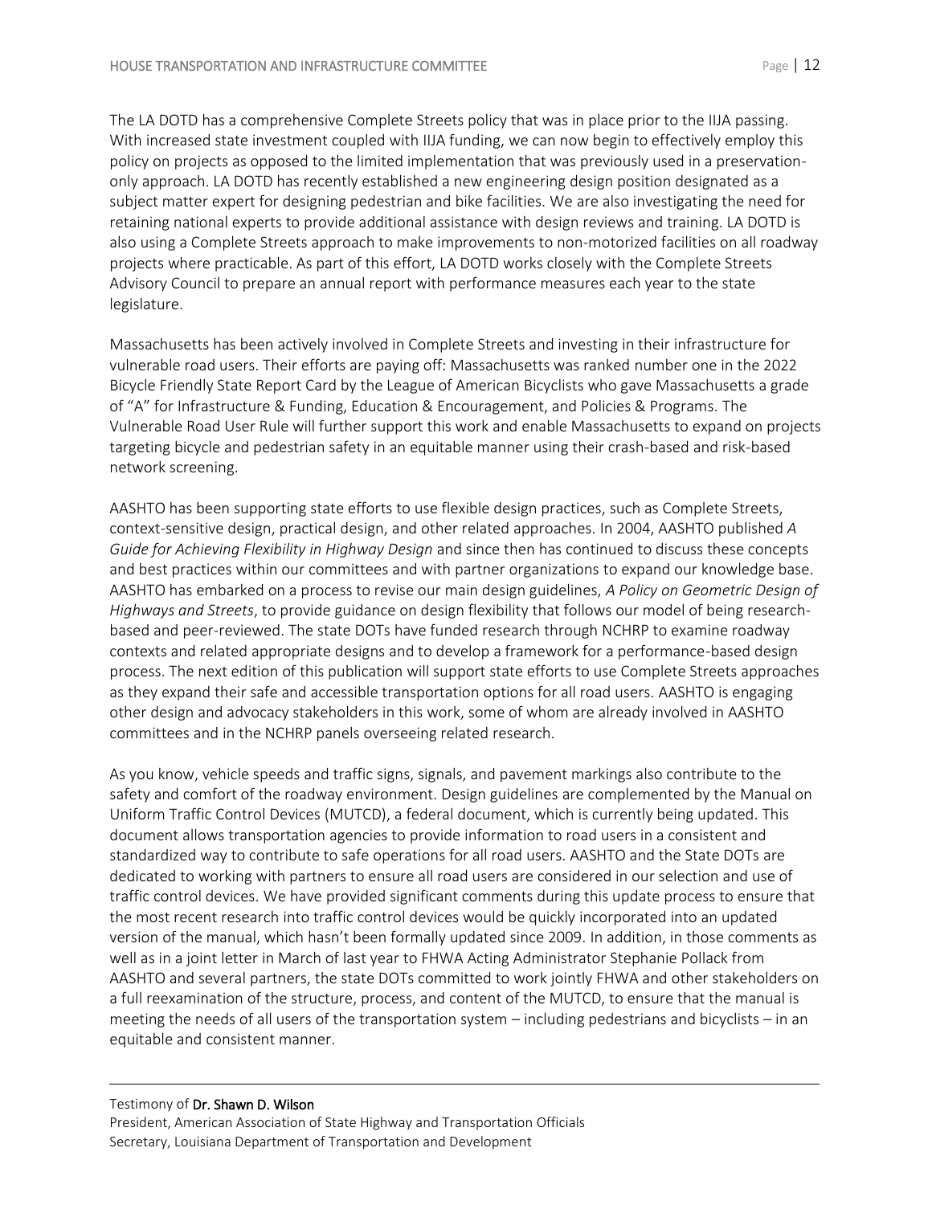The LA DOTD has a comprehensive Complete Streets policy that was in place prior to the IIJA passing. With increased state investment coupled with IIJA funding, we can now begin to effectively employ this policy on projects as opposed to the limited implementation that was previously used in a preservation-only approach. LA DOTD has recently established a new engineering design position designated as a subject matter expert for designing pedestrian and bike facilities. We are also investigating the need for retaining national experts to provide additional assistance with design reviews and training. LA DOTD is also using a Complete Streets approach to make improvements to non-motorized facilities on all roadway projects where practicable. As part of this effort, LA DOTD works closely with the Complete Streets Advisory Council to prepare an annual report with performance measures each year to the state legislature.

Massachusetts has been actively involved in Complete Streets and investing in their infrastructure for vulnerable road users. Their efforts are paying off: Massachusetts was ranked number one in the 2022 Bicycle Friendly State Report Card by the League of American Bicyclists who gave Massachusetts a grade of "A" for Infrastructure & Funding, Education & Encouragement, and Policies & Programs. The Vulnerable Road User Rule will further support this work and enable Massachusetts to expand on projects targeting bicycle and pedestrian safety in an equitable manner using their crash-based and risk-based network screening.

AASHTO has been supporting state efforts to use flexible design practices, such as Complete Streets, context-sensitive design, practical design, and other related approaches. In 2004, AASHTO published *A Guide for Achieving Flexibility in Highway Design* and since then has continued to discuss these concepts and best practices within our committees and with partner organizations to expand our knowledge base. AASHTO has embarked on a process to revise our main design guidelines, *A Policy on Geometric Design of Highways and Streets*, to provide guidance on design flexibility that follows our model of being research-based and peer-reviewed. The state DOTs have funded research through NCHRP to examine roadway contexts and related appropriate designs and to develop a framework for a performance-based design process. The next edition of this publication will support state efforts to use Complete Streets approaches as they expand their safe and accessible transportation options for all road users. AASHTO is engaging other design and advocacy stakeholders in this work, some of whom are already involved in AASHTO committees and in the NCHRP panels overseeing related research.

As you know, vehicle speeds and traffic signs, signals, and pavement markings also contribute to the safety and comfort of the roadway environment. Design guidelines are complemented by the Manual on Uniform Traffic Control Devices (MUTCD), a federal document, which is currently being updated. This document allows transportation agencies to provide information to road users in a consistent and standardized way to contribute to safe operations for all road users. AASHTO and the State DOTs are dedicated to working with partners to ensure all road users are considered in our selection and use of traffic control devices. We have provided significant comments during this update process to ensure that the most recent research into traffic control devices would be quickly incorporated into an updated version of the manual, which hasn't been formally updated since 2009. In addition, in those comments as well as in a joint letter in March of last year to FHWA Acting Administrator Stephanie Pollack from AASHTO and several partners, the state DOTs committed to work jointly FHWA and other stakeholders on a full reexamination of the structure, process, and content of the MUTCD, to ensure that the manual is meeting the needs of all users of the transportation system – including pedestrians and bicyclists – in an equitable and consistent manner.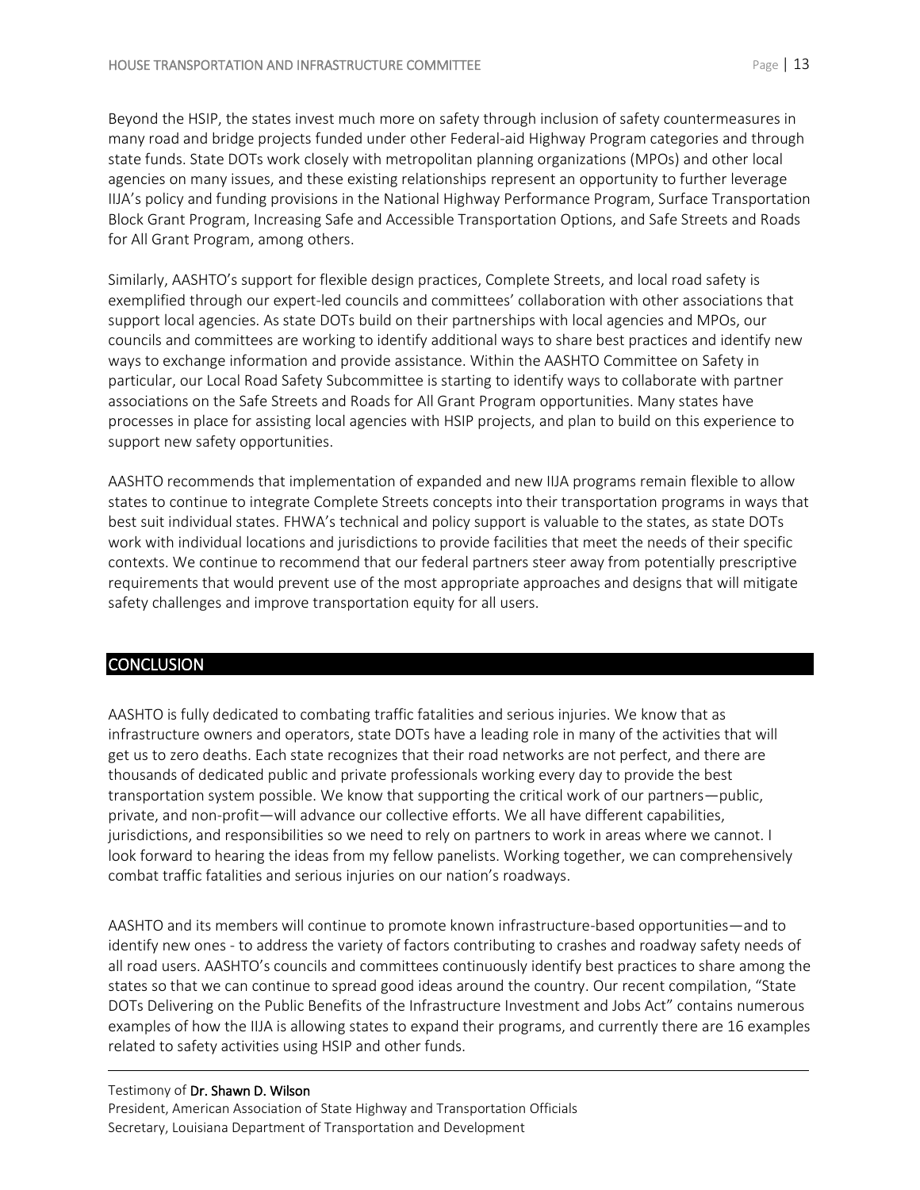Beyond the HSIP, the states invest much more on safety through inclusion of safety countermeasures in many road and bridge projects funded under other Federal-aid Highway Program categories and through state funds. State DOTs work closely with metropolitan planning organizations (MPOs) and other local agencies on many issues, and these existing relationships represent an opportunity to further leverage IIJA's policy and funding provisions in the National Highway Performance Program, Surface Transportation Block Grant Program, Increasing Safe and Accessible Transportation Options, and Safe Streets and Roads for All Grant Program, among others.

Similarly, AASHTO's support for flexible design practices, Complete Streets, and local road safety is exemplified through our expert-led councils and committees' collaboration with other associations that support local agencies. As state DOTs build on their partnerships with local agencies and MPOs, our councils and committees are working to identify additional ways to share best practices and identify new ways to exchange information and provide assistance. Within the AASHTO Committee on Safety in particular, our Local Road Safety Subcommittee is starting to identify ways to collaborate with partner associations on the Safe Streets and Roads for All Grant Program opportunities. Many states have processes in place for assisting local agencies with HSIP projects, and plan to build on this experience to support new safety opportunities.

AASHTO recommends that implementation of expanded and new IIJA programs remain flexible to allow states to continue to integrate Complete Streets concepts into their transportation programs in ways that best suit individual states. FHWA's technical and policy support is valuable to the states, as state DOTs work with individual locations and jurisdictions to provide facilities that meet the needs of their specific contexts. We continue to recommend that our federal partners steer away from potentially prescriptive requirements that would prevent use of the most appropriate approaches and designs that will mitigate safety challenges and improve transportation equity for all users.

## CONCLUSION

AASHTO is fully dedicated to combating traffic fatalities and serious injuries. We know that as infrastructure owners and operators, state DOTs have a leading role in many of the activities that will get us to zero deaths. Each state recognizes that their road networks are not perfect, and there are thousands of dedicated public and private professionals working every day to provide the best transportation system possible. We know that supporting the critical work of our partners—public, private, and non-profit—will advance our collective efforts. We all have different capabilities, jurisdictions, and responsibilities so we need to rely on partners to work in areas where we cannot. I look forward to hearing the ideas from my fellow panelists. Working together, we can comprehensively combat traffic fatalities and serious injuries on our nation's roadways.

AASHTO and its members will continue to promote known infrastructure-based opportunities—and to identify new ones - to address the variety of factors contributing to crashes and roadway safety needs of all road users. AASHTO's councils and committees continuously identify best practices to share among the states so that we can continue to spread good ideas around the country. Our recent compilation, "State DOTs Delivering on the Public Benefits of the Infrastructure Investment and Jobs Act" contains numerous examples of how the IIJA is allowing states to expand their programs, and currently there are 16 examples related to safety activities using HSIP and other funds.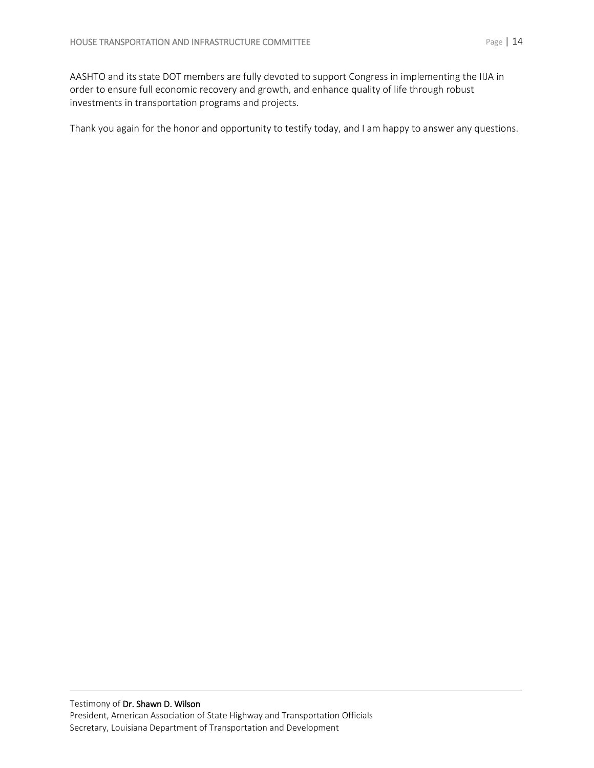AASHTO and its state DOT members are fully devoted to support Congress in implementing the IIJA in order to ensure full economic recovery and growth, and enhance quality of life through robust investments in transportation programs and projects.

Thank you again for the honor and opportunity to testify today, and I am happy to answer any questions.